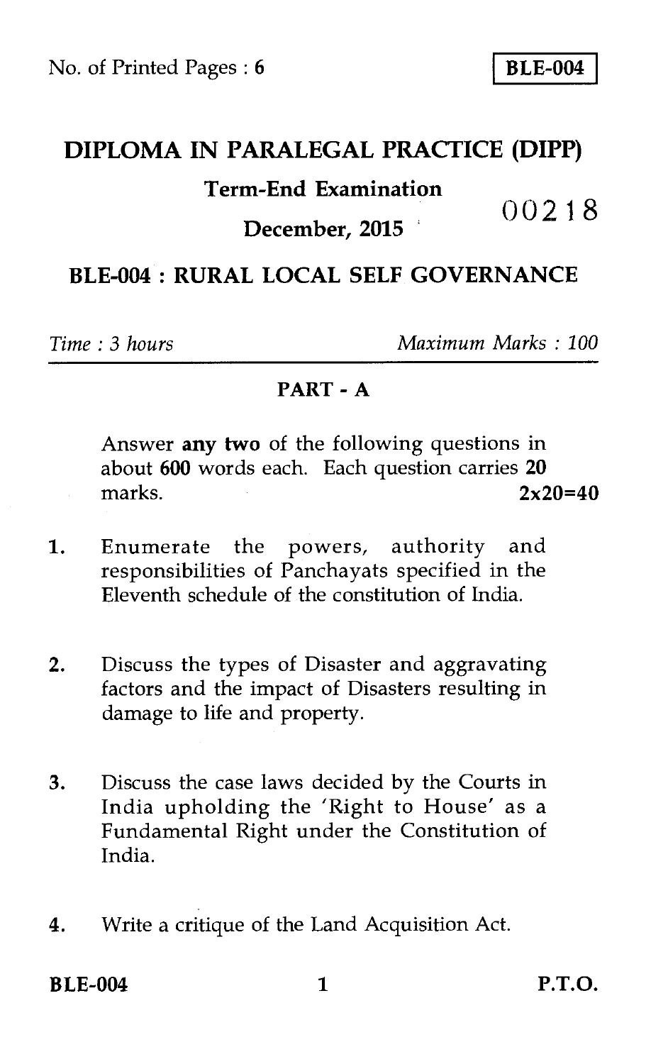No. of Printed Pages : 6

**BLE-004**

# DIPLOMA IN PARALEGAL PRACTICE (DIPP)

## Term-End Examination

## December, 2015

00218

## BLE-004 : RURAL LOCAL SELF GOVERNANCE

*Time : 3 hours* *Maximum Marks : 100*

### PART - A

Answer **any two** of the following questions in about **600** words each. Each question carries **20** marks. **2x20=40**

1. Enumerate the powers, authority and responsibilities of Panchayats specified in the Eleventh schedule of the constitution of India.

2. Discuss the types of Disaster and aggravating factors and the impact of Disasters resulting in damage to life and property.

3. Discuss the case laws decided by the Courts in India upholding the 'Right to House' as a Fundamental Right under the Constitution of India.

4. Write a critique of the Land Acquisition Act.

**P.T.O.**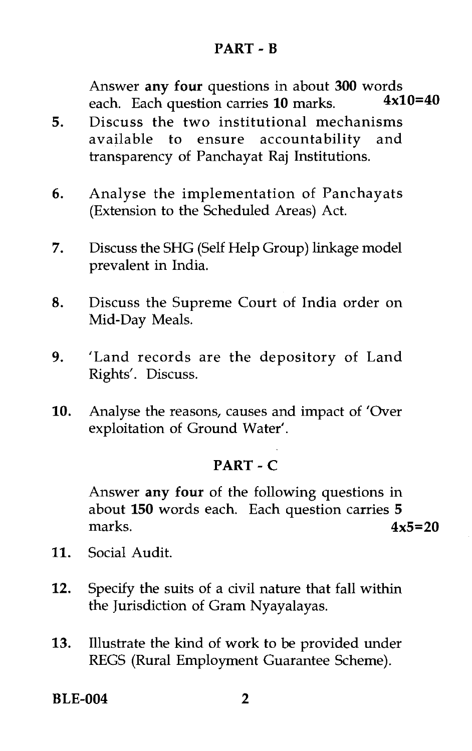## PART - B

Answer **any four** questions in about **300** words each. Each question carries **10** marks. **4x10=40**

5. Discuss the two institutional mechanisms available to ensure accountability and transparency of Panchayat Raj Institutions.

6. Analyse the implementation of Panchayats (Extension to the Scheduled Areas) Act.

7. Discuss the SHG (Self Help Group) linkage model prevalent in India.

8. Discuss the Supreme Court of India order on Mid-Day Meals.

9. 'Land records are the depository of Land Rights'. Discuss.

10. Analyse the reasons, causes and impact of 'Over exploitation of Ground Water'.

## PART - C

Answer **any four** of the following questions in about **150** words each. Each question carries **5** marks. **4x5=20**

11. Social Audit.

12. Specify the suits of a civil nature that fall within the Jurisdiction of Gram Nyayalayas.

13. Illustrate the kind of work to be provided under REGS (Rural Employment Guarantee Scheme).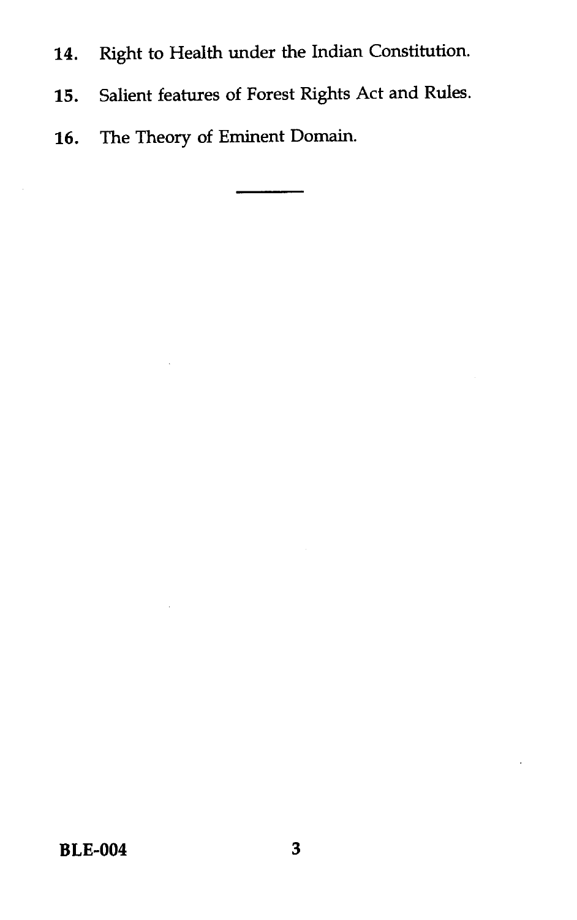14. Right to Health under the Indian Constitution.
15. Salient features of Forest Rights Act and Rules.
16. The Theory of Eminent Domain.

---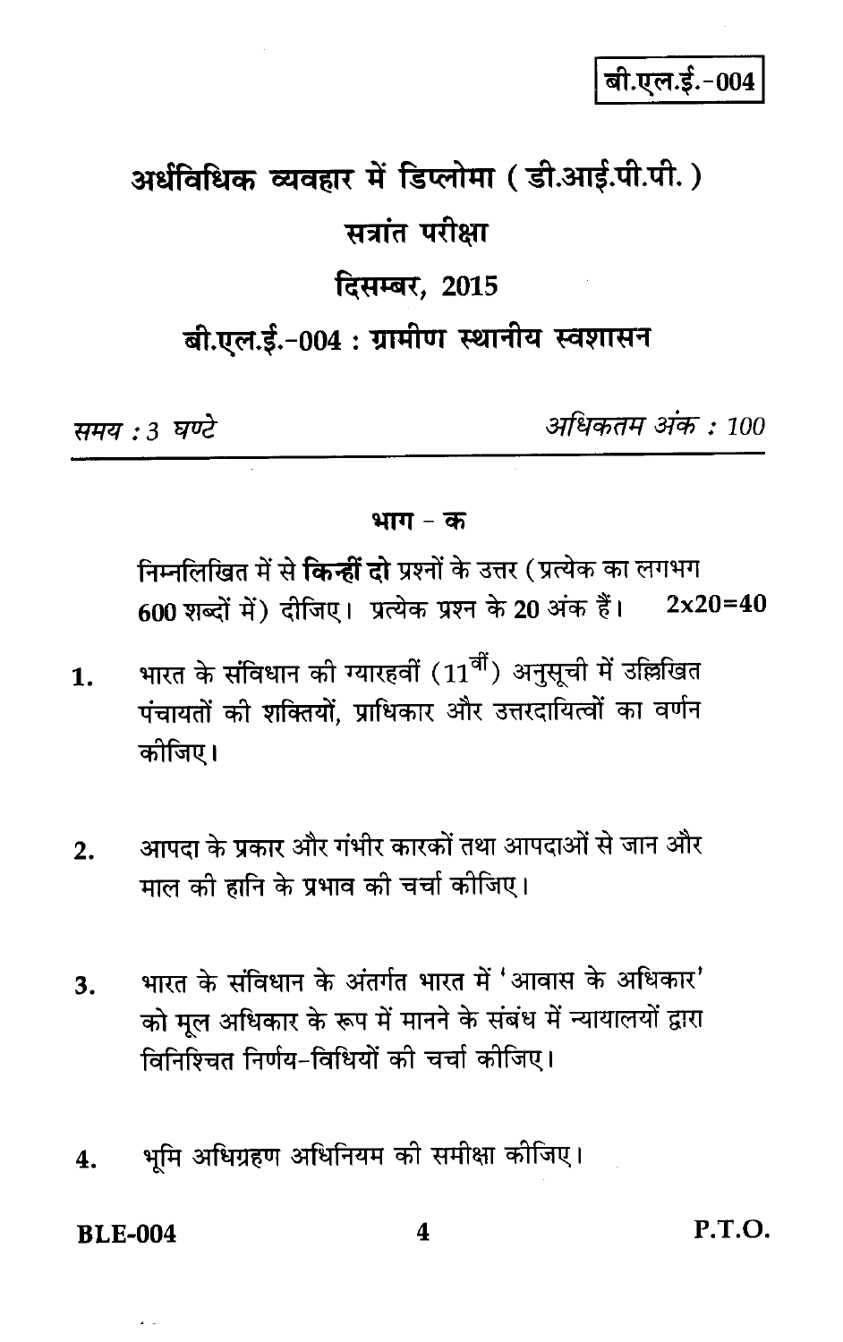बी.एल.ई.-004

# अर्धविधिक व्यवहार में डिप्लोमा ( डी.आई.पी.पी. )

## सत्रांत परीक्षा

## दिसम्बर, 2015

## बी.एल.ई.-004 : ग्रामीण स्थानीय स्वशासन

*समय : 3 घण्टे* *अधिकतम अंक : 100*

---

### भाग - क

निम्नलिखित में से **किन्हीं दो** प्रश्नों के उत्तर (प्रत्येक का लगभग 600 शब्दों में) दीजिए। प्रत्येक प्रश्न के 20 अंक हैं। 2x20=40

1. भारत के संविधान की ग्यारहवीं ($11^{वीं}$) अनुसूची में उल्लिखित पंचायतों की शक्तियों, प्राधिकार और उत्तरदायित्वों का वर्णन कीजिए।

2. आपदा के प्रकार और गंभीर कारकों तथा आपदाओं से जान और माल की हानि के प्रभाव की चर्चा कीजिए।

3. भारत के संविधान के अंतर्गत भारत में 'आवास के अधिकार' को मूल अधिकार के रूप में मानने के संबंध में न्यायालयों द्वारा विनिश्चित निर्णय-विधियों की चर्चा कीजिए।

4. भूमि अधिग्रहण अधिनियम की समीक्षा कीजिए।

BLE-004 P.T.O.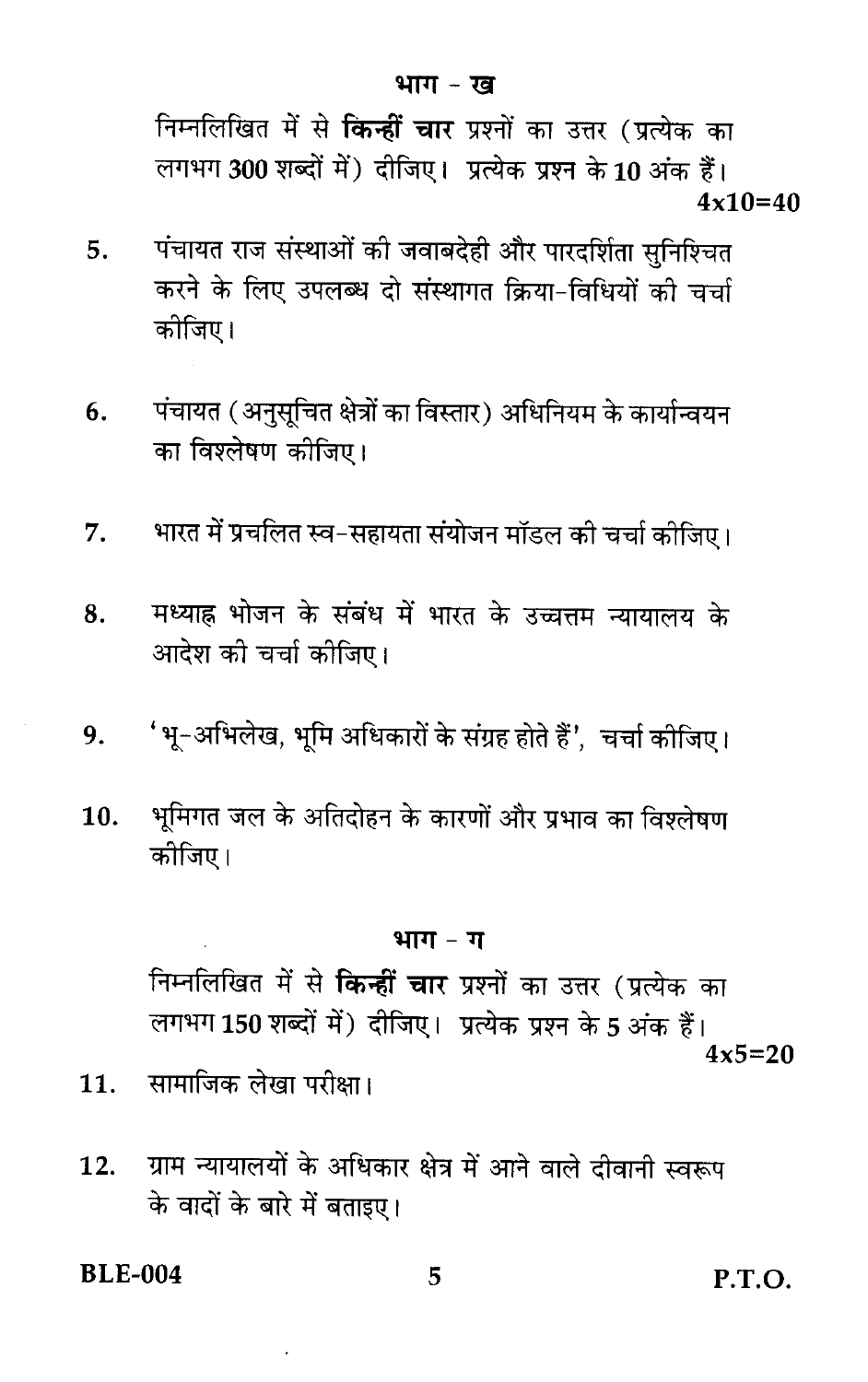## भाग - ख

निम्नलिखित में से **किन्हीं चार** प्रश्नों का उत्तर (प्रत्येक का लगभग **300** शब्दों में) दीजिए। प्रत्येक प्रश्न के **10** अंक हैं।

**4x10=40**

5. पंचायत राज संस्थाओं की जवाबदेही और पारदर्शिता सुनिश्चित करने के लिए उपलब्ध दो संस्थागत क्रिया-विधियों की चर्चा कीजिए।

6. पंचायत (अनुसूचित क्षेत्रों का विस्तार) अधिनियम के कार्यान्वयन का विश्लेषण कीजिए।

7. भारत में प्रचलित स्व-सहायता संयोजन मॉडल की चर्चा कीजिए।

8. मध्याह्न भोजन के संबंध में भारत के उच्चत्तम न्यायालय के आदेश की चर्चा कीजिए।

9. 'भू-अभिलेख, भूमि अधिकारों के संग्रह होते हैं', चर्चा कीजिए।

10. भूमिगत जल के अतिदोहन के कारणों और प्रभाव का विश्लेषण कीजिए।

## भाग - ग

निम्नलिखित में से **किन्हीं चार** प्रश्नों का उत्तर (प्रत्येक का लगभग **150** शब्दों में) दीजिए। प्रत्येक प्रश्न के **5** अंक हैं।

**4x5=20**

11. सामाजिक लेखा परीक्षा।

12. ग्राम न्यायालयों के अधिकार क्षेत्र में आने वाले दीवानी स्वरूप के वादों के बारे में बताइए।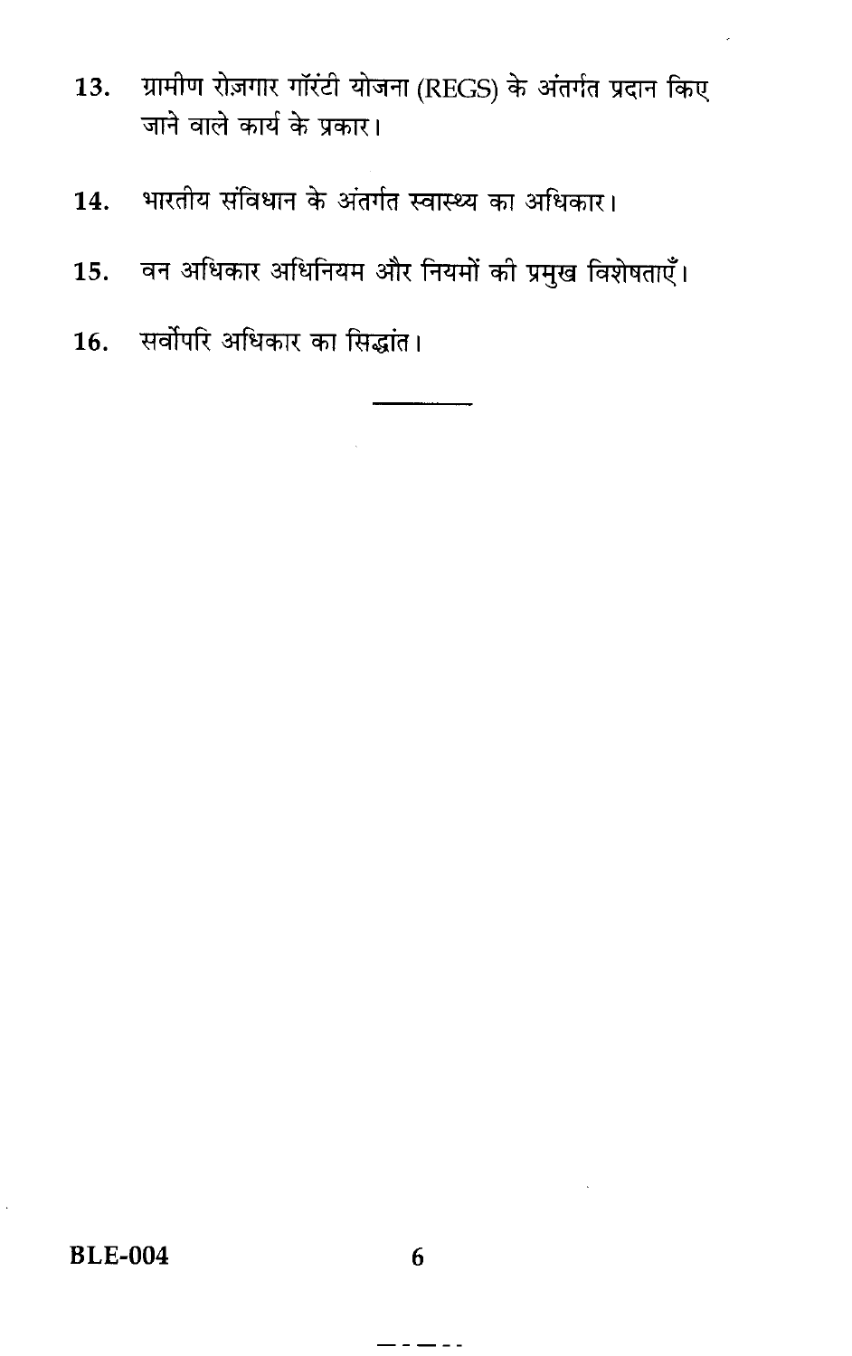13. ग्रामीण रोज़गार गॉरंटी योजना (REGS) के अंतर्गत प्रदान किए जाने वाले कार्य के प्रकार।

14. भारतीय संविधान के अंतर्गत स्वास्थ्य का अधिकार।

15. वन अधिकार अधिनियम और नियमों की प्रमुख विशेषताएँ।

16. सर्वोपरि अधिकार का सिद्धांत।

---